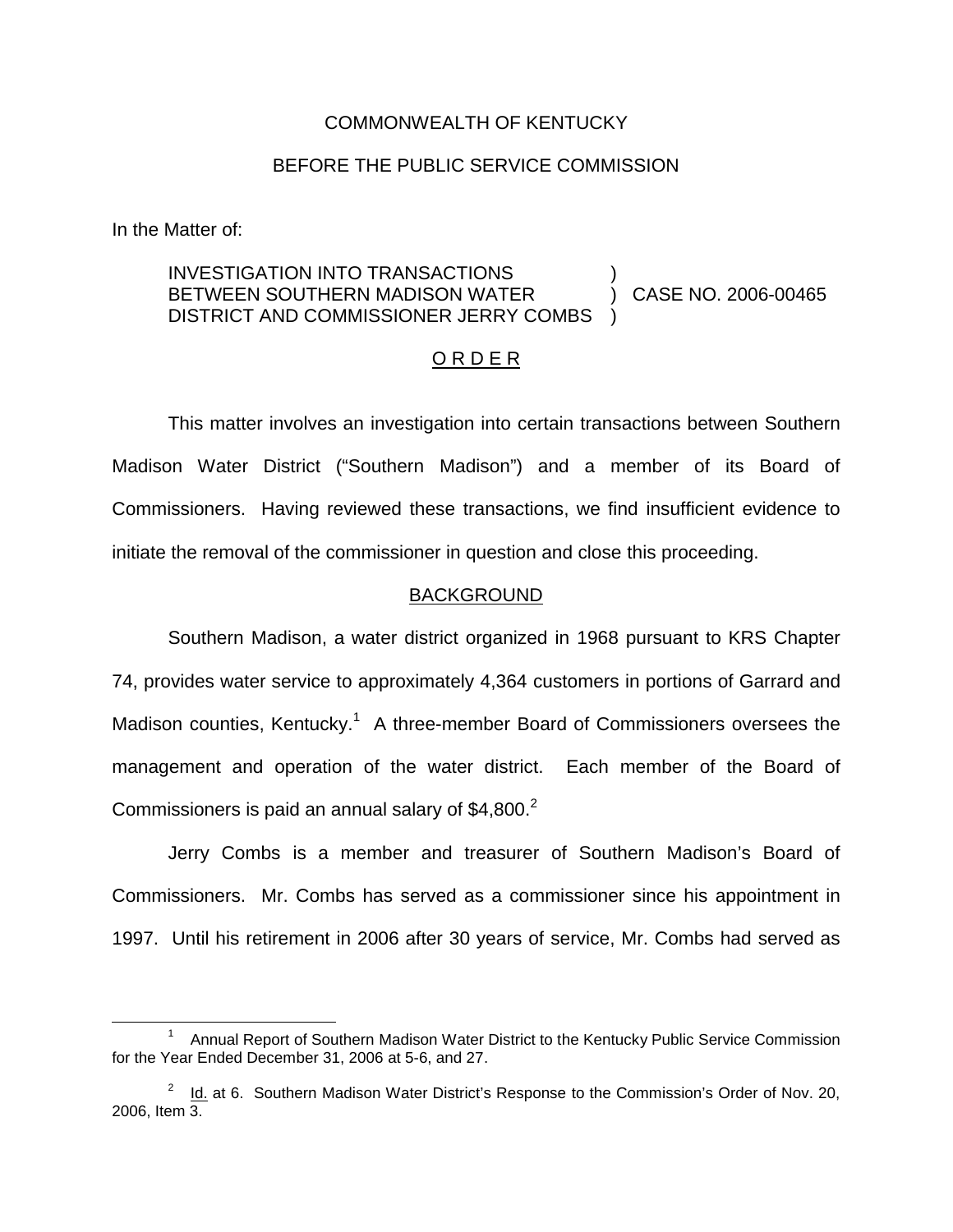COMMONWEALTH OF KENTUCKY

BEFORE THE PUBLIC SERVICE COMMISSION

In the Matter of:

INVESTIGATION INTO TRANSACTIONS BETWEEN SOUTHERN MADISON WATER DISTRICT AND COMMISSIONER JERRY COMBS ) CASE NO. 2006-00465

## O R D E R

This matter involves an investigation into certain transactions between Southern Madison Water District ("Southern Madison") and a member of its Board of Commissioners. Having reviewed these transactions, we find insufficient evidence to initiate the removal of the commissioner in question and close this proceeding.

## BACKGROUND

Southern Madison, a water district organized in 1968 pursuant to KRS Chapter 74, provides water service to approximately 4,364 customers in portions of Garrard and Madison counties, Kentucky.[1] A three-member Board of Commissioners oversees the management and operation of the water district. Each member of the Board of Commissioners is paid an annual salary of $4,800.[2]

Jerry Combs is a member and treasurer of Southern Madison's Board of Commissioners. Mr. Combs has served as a commissioner since his appointment in 1997. Until his retirement in 2006 after 30 years of service, Mr. Combs had served as

---

[1] Annual Report of Southern Madison Water District to the Kentucky Public Service Commission for the Year Ended December 31, 2006 at 5-6, and 27.

[2] Id. at 6. Southern Madison Water District's Response to the Commission's Order of Nov. 20, 2006, Item 3.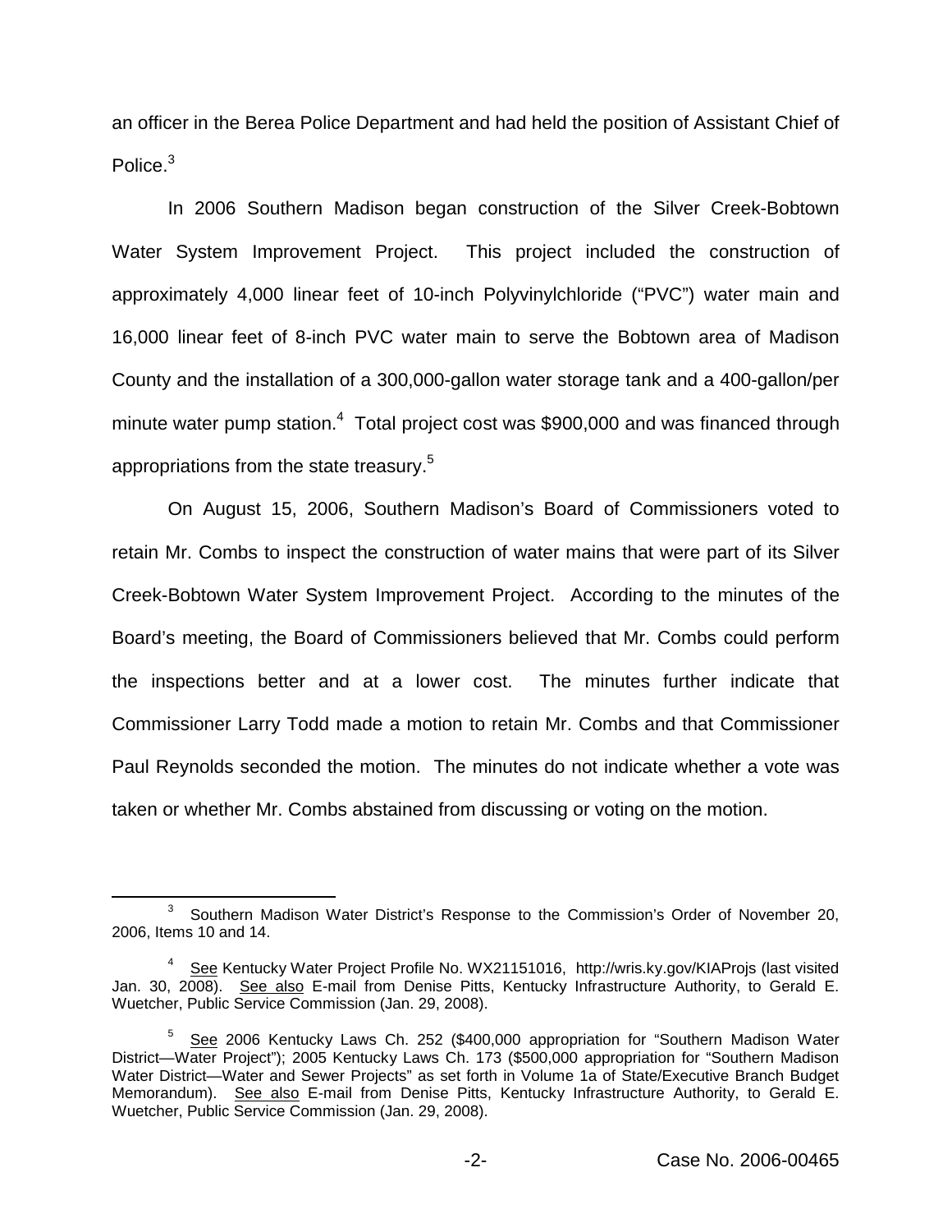an officer in the Berea Police Department and had held the position of Assistant Chief of Police.[3]

In 2006 Southern Madison began construction of the Silver Creek-Bobtown Water System Improvement Project. This project included the construction of approximately 4,000 linear feet of 10-inch Polyvinylchloride ("PVC") water main and 16,000 linear feet of 8-inch PVC water main to serve the Bobtown area of Madison County and the installation of a 300,000-gallon water storage tank and a 400-gallon/per minute water pump station.[4] Total project cost was $900,000 and was financed through appropriations from the state treasury.[5]

On August 15, 2006, Southern Madison's Board of Commissioners voted to retain Mr. Combs to inspect the construction of water mains that were part of its Silver Creek-Bobtown Water System Improvement Project. According to the minutes of the Board's meeting, the Board of Commissioners believed that Mr. Combs could perform the inspections better and at a lower cost. The minutes further indicate that Commissioner Larry Todd made a motion to retain Mr. Combs and that Commissioner Paul Reynolds seconded the motion. The minutes do not indicate whether a vote was taken or whether Mr. Combs abstained from discussing or voting on the motion.

---

[3] Southern Madison Water District's Response to the Commission's Order of November 20, 2006, Items 10 and 14.

[4] See Kentucky Water Project Profile No. WX21151016, http://wris.ky.gov/KIAProjs (last visited Jan. 30, 2008). See also E-mail from Denise Pitts, Kentucky Infrastructure Authority, to Gerald E. Wuetcher, Public Service Commission (Jan. 29, 2008).

[5] See 2006 Kentucky Laws Ch. 252 ($400,000 appropriation for "Southern Madison Water District—Water Project"); 2005 Kentucky Laws Ch. 173 ($500,000 appropriation for "Southern Madison Water District—Water and Sewer Projects" as set forth in Volume 1a of State/Executive Branch Budget Memorandum). See also E-mail from Denise Pitts, Kentucky Infrastructure Authority, to Gerald E. Wuetcher, Public Service Commission (Jan. 29, 2008).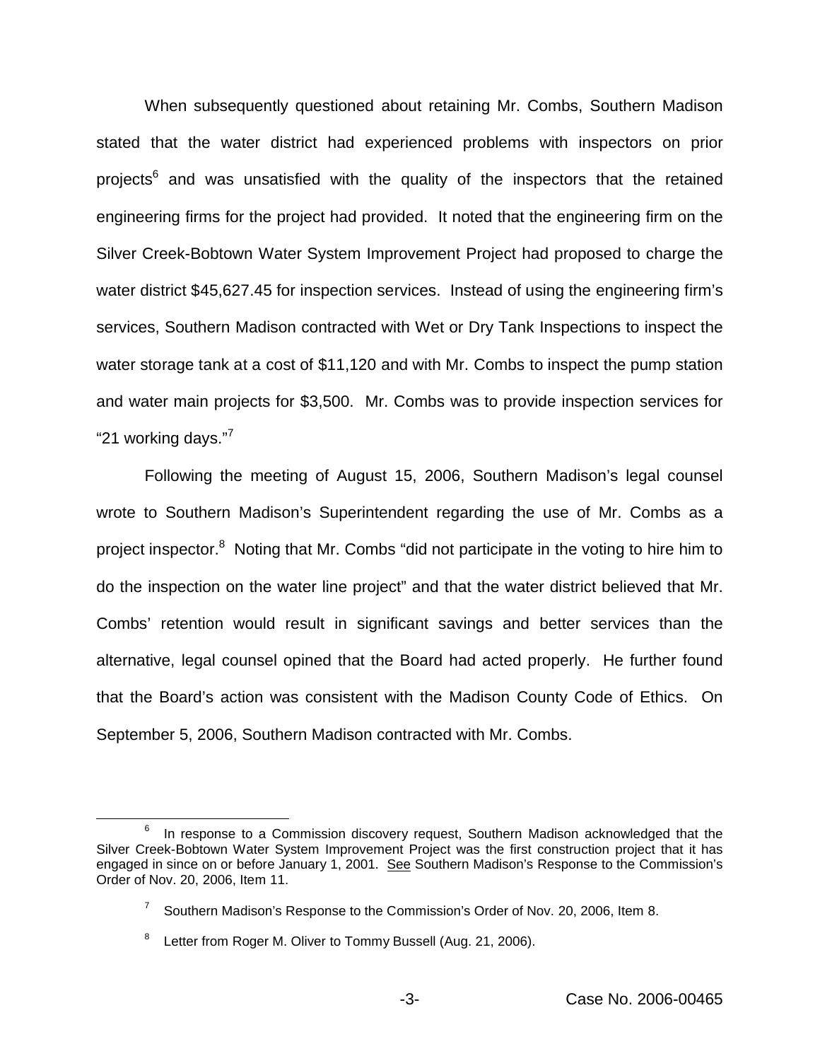When subsequently questioned about retaining Mr. Combs, Southern Madison stated that the water district had experienced problems with inspectors on prior projects[6] and was unsatisfied with the quality of the inspectors that the retained engineering firms for the project had provided. It noted that the engineering firm on the Silver Creek-Bobtown Water System Improvement Project had proposed to charge the water district $45,627.45 for inspection services. Instead of using the engineering firm's services, Southern Madison contracted with Wet or Dry Tank Inspections to inspect the water storage tank at a cost of $11,120 and with Mr. Combs to inspect the pump station and water main projects for $3,500. Mr. Combs was to provide inspection services for "21 working days."[7]

Following the meeting of August 15, 2006, Southern Madison's legal counsel wrote to Southern Madison's Superintendent regarding the use of Mr. Combs as a project inspector.[8] Noting that Mr. Combs "did not participate in the voting to hire him to do the inspection on the water line project" and that the water district believed that Mr. Combs' retention would result in significant savings and better services than the alternative, legal counsel opined that the Board had acted properly. He further found that the Board's action was consistent with the Madison County Code of Ethics. On September 5, 2006, Southern Madison contracted with Mr. Combs.

---

[6] In response to a Commission discovery request, Southern Madison acknowledged that the Silver Creek-Bobtown Water System Improvement Project was the first construction project that it has engaged in since on or before January 1, 2001. See Southern Madison's Response to the Commission's Order of Nov. 20, 2006, Item 11.

[7] Southern Madison's Response to the Commission's Order of Nov. 20, 2006, Item 8.

[8] Letter from Roger M. Oliver to Tommy Bussell (Aug. 21, 2006).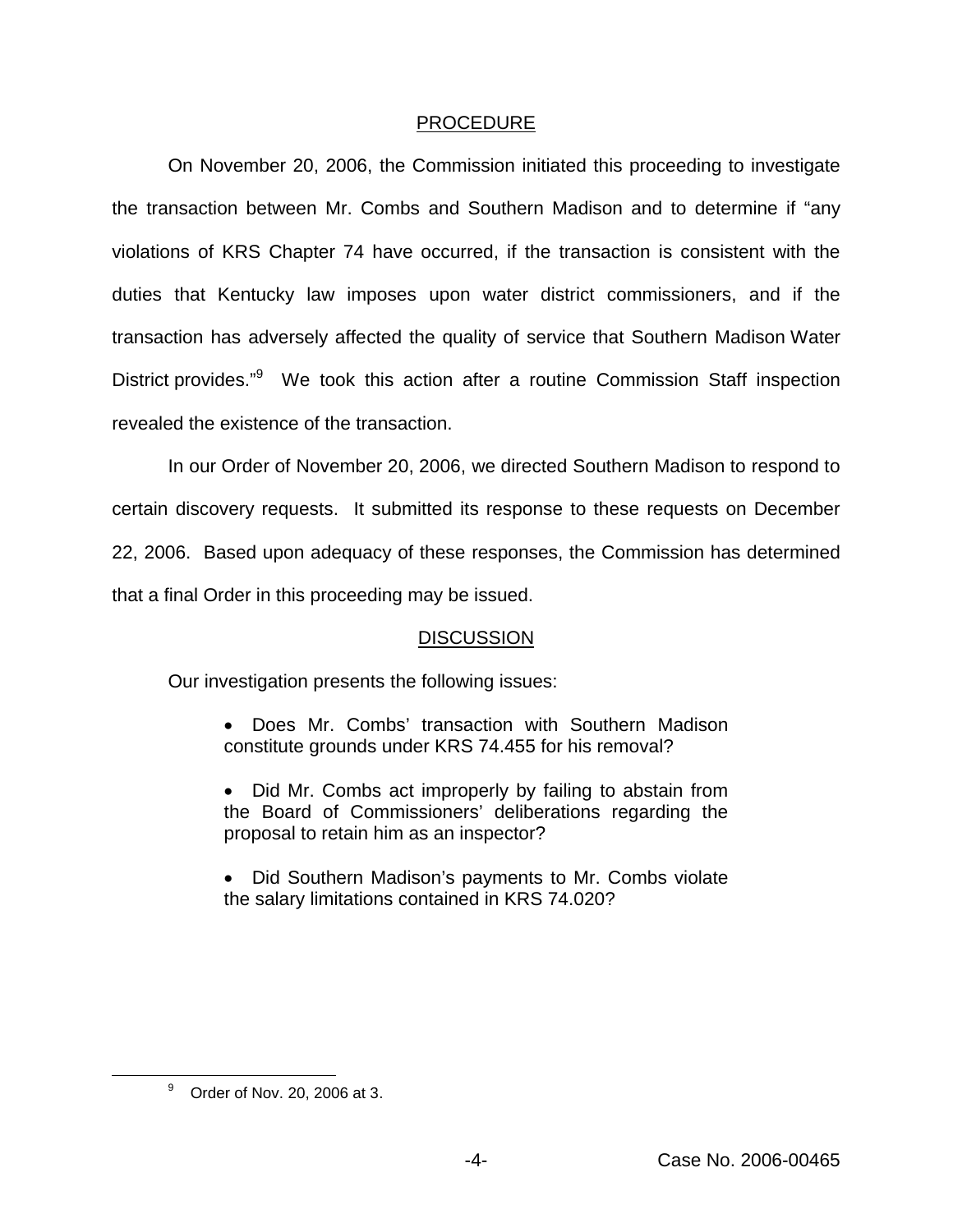## PROCEDURE

On November 20, 2006, the Commission initiated this proceeding to investigate the transaction between Mr. Combs and Southern Madison and to determine if "any violations of KRS Chapter 74 have occurred, if the transaction is consistent with the duties that Kentucky law imposes upon water district commissioners, and if the transaction has adversely affected the quality of service that Southern Madison Water District provides."[9] We took this action after a routine Commission Staff inspection revealed the existence of the transaction.

In our Order of November 20, 2006, we directed Southern Madison to respond to certain discovery requests. It submitted its response to these requests on December 22, 2006. Based upon adequacy of these responses, the Commission has determined that a final Order in this proceeding may be issued.

## DISCUSSION

Our investigation presents the following issues:

- Does Mr. Combs' transaction with Southern Madison constitute grounds under KRS 74.455 for his removal?
- Did Mr. Combs act improperly by failing to abstain from the Board of Commissioners' deliberations regarding the proposal to retain him as an inspector?
- Did Southern Madison's payments to Mr. Combs violate the salary limitations contained in KRS 74.020?

[9] Order of Nov. 20, 2006 at 3.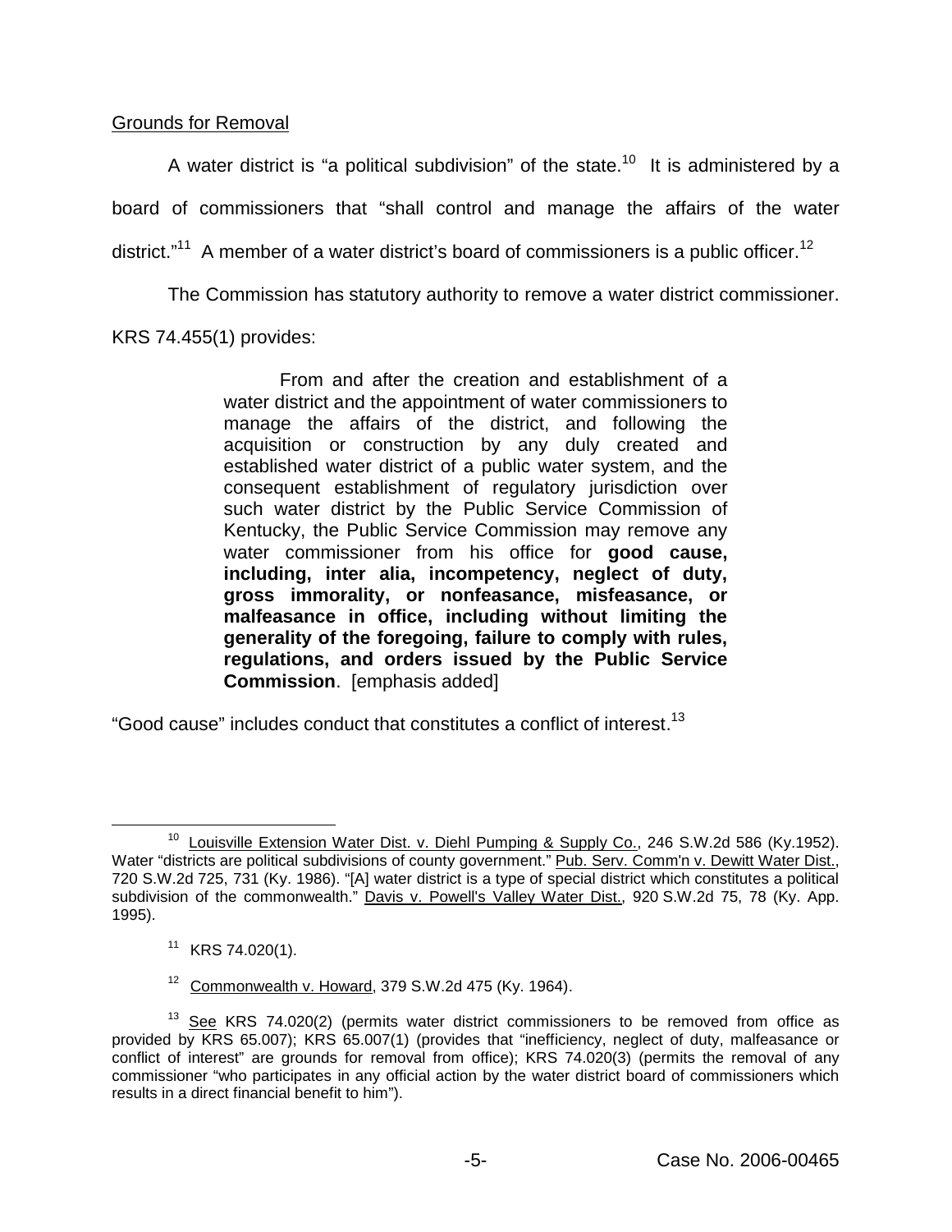Grounds for Removal

A water district is "a political subdivision" of the state.[10] It is administered by a board of commissioners that "shall control and manage the affairs of the water district."[11] A member of a water district's board of commissioners is a public officer.[12]

The Commission has statutory authority to remove a water district commissioner. KRS 74.455(1) provides:

> From and after the creation and establishment of a water district and the appointment of water commissioners to manage the affairs of the district, and following the acquisition or construction by any duly created and established water district of a public water system, and the consequent establishment of regulatory jurisdiction over such water district by the Public Service Commission of Kentucky, the Public Service Commission may remove any water commissioner from his office for **good cause, including, inter alia, incompetency, neglect of duty, gross immorality, or nonfeasance, misfeasance, or malfeasance in office, including without limiting the generality of the foregoing, failure to comply with rules, regulations, and orders issued by the Public Service Commission**. [emphasis added]

"Good cause" includes conduct that constitutes a conflict of interest.[13]

---

[10] Louisville Extension Water Dist. v. Diehl Pumping & Supply Co., 246 S.W.2d 586 (Ky.1952). Water "districts are political subdivisions of county government." Pub. Serv. Comm'n v. Dewitt Water Dist., 720 S.W.2d 725, 731 (Ky. 1986). "[A] water district is a type of special district which constitutes a political subdivision of the commonwealth." Davis v. Powell's Valley Water Dist., 920 S.W.2d 75, 78 (Ky. App. 1995).

[11] KRS 74.020(1).

[12] Commonwealth v. Howard, 379 S.W.2d 475 (Ky. 1964).

[13] See KRS 74.020(2) (permits water district commissioners to be removed from office as provided by KRS 65.007); KRS 65.007(1) (provides that "inefficiency, neglect of duty, malfeasance or conflict of interest" are grounds for removal from office); KRS 74.020(3) (permits the removal of any commissioner "who participates in any official action by the water district board of commissioners which results in a direct financial benefit to him").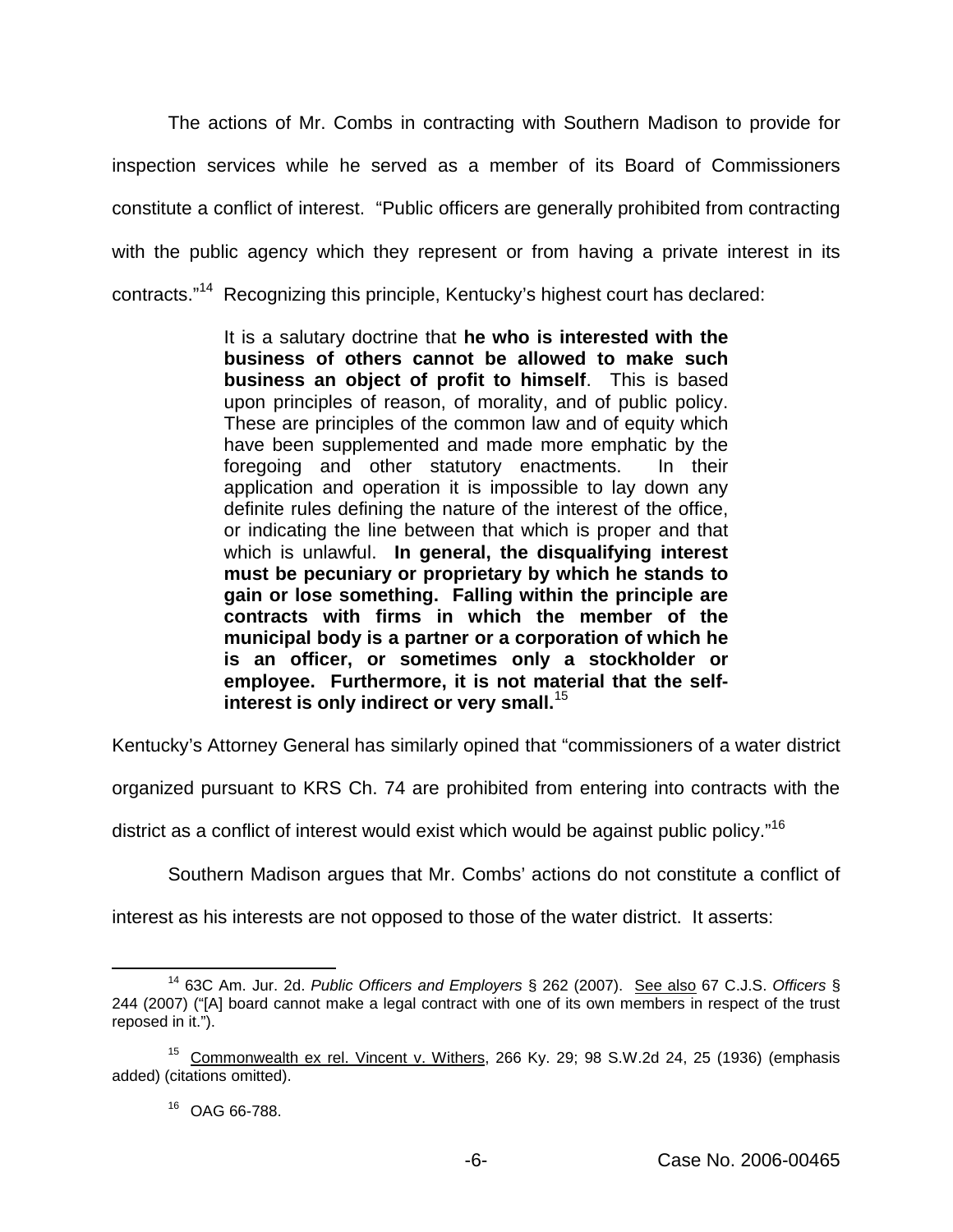The actions of Mr. Combs in contracting with Southern Madison to provide for inspection services while he served as a member of its Board of Commissioners constitute a conflict of interest. "Public officers are generally prohibited from contracting with the public agency which they represent or from having a private interest in its contracts."[14] Recognizing this principle, Kentucky's highest court has declared:

> It is a salutary doctrine that **he who is interested with the business of others cannot be allowed to make such business an object of profit to himself**. This is based upon principles of reason, of morality, and of public policy. These are principles of the common law and of equity which have been supplemented and made more emphatic by the foregoing and other statutory enactments. In their application and operation it is impossible to lay down any definite rules defining the nature of the interest of the office, or indicating the line between that which is proper and that which is unlawful. **In general, the disqualifying interest must be pecuniary or proprietary by which he stands to gain or lose something. Falling within the principle are contracts with firms in which the member of the municipal body is a partner or a corporation of which he is an officer, or sometimes only a stockholder or employee. Furthermore, it is not material that the self-interest is only indirect or very small.**[15]

Kentucky's Attorney General has similarly opined that "commissioners of a water district organized pursuant to KRS Ch. 74 are prohibited from entering into contracts with the district as a conflict of interest would exist which would be against public policy."[16]

Southern Madison argues that Mr. Combs' actions do not constitute a conflict of interest as his interests are not opposed to those of the water district. It asserts:

---

[14] 63C Am. Jur. 2d. *Public Officers and Employers* § 262 (2007). See also 67 C.J.S. *Officers* § 244 (2007) ("[A] board cannot make a legal contract with one of its own members in respect of the trust reposed in it.").

[15] Commonwealth ex rel. Vincent v. Withers, 266 Ky. 29; 98 S.W.2d 24, 25 (1936) (emphasis added) (citations omitted).

[16] OAG 66-788.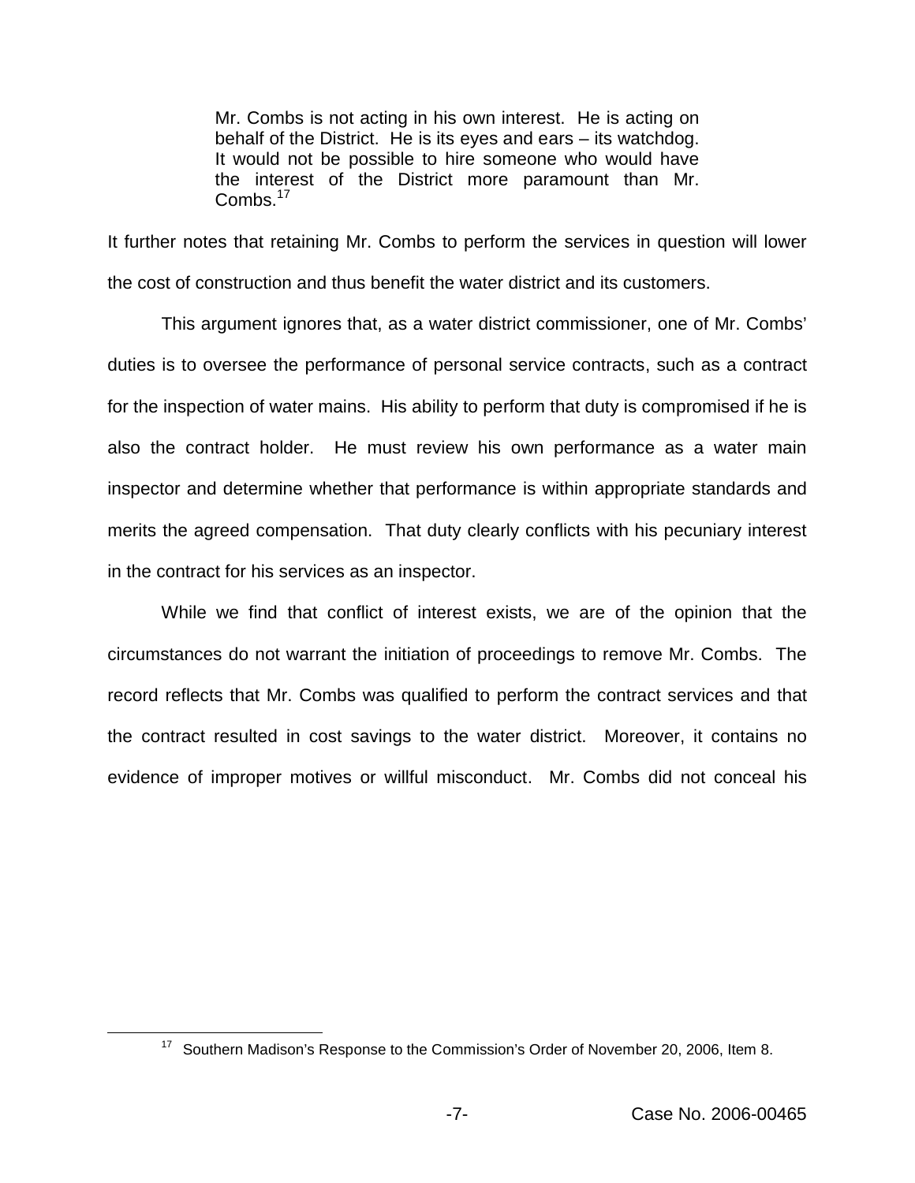> Mr. Combs is not acting in his own interest. He is acting on behalf of the District. He is its eyes and ears – its watchdog. It would not be possible to hire someone who would have the interest of the District more paramount than Mr. Combs.[17]

It further notes that retaining Mr. Combs to perform the services in question will lower the cost of construction and thus benefit the water district and its customers.

This argument ignores that, as a water district commissioner, one of Mr. Combs' duties is to oversee the performance of personal service contracts, such as a contract for the inspection of water mains. His ability to perform that duty is compromised if he is also the contract holder. He must review his own performance as a water main inspector and determine whether that performance is within appropriate standards and merits the agreed compensation. That duty clearly conflicts with his pecuniary interest in the contract for his services as an inspector.

While we find that conflict of interest exists, we are of the opinion that the circumstances do not warrant the initiation of proceedings to remove Mr. Combs. The record reflects that Mr. Combs was qualified to perform the contract services and that the contract resulted in cost savings to the water district. Moreover, it contains no evidence of improper motives or willful misconduct. Mr. Combs did not conceal his

---

[17] Southern Madison's Response to the Commission's Order of November 20, 2006, Item 8.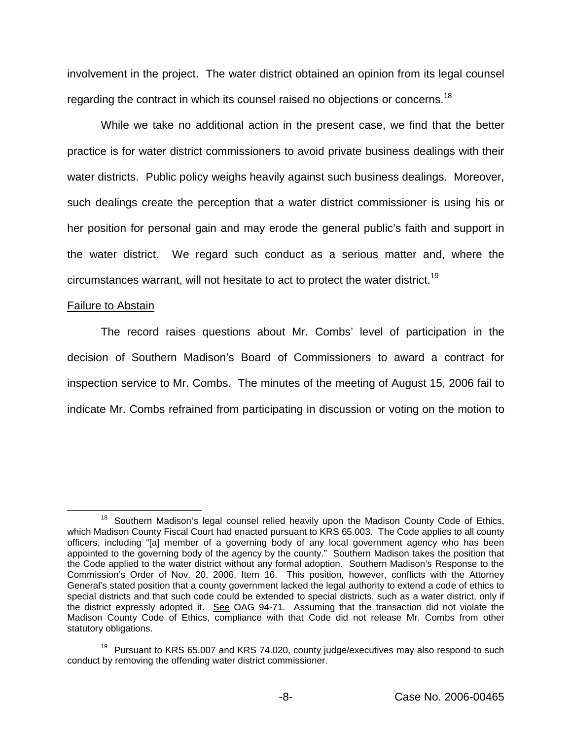involvement in the project. The water district obtained an opinion from its legal counsel regarding the contract in which its counsel raised no objections or concerns.[18]

While we take no additional action in the present case, we find that the better practice is for water district commissioners to avoid private business dealings with their water districts. Public policy weighs heavily against such business dealings. Moreover, such dealings create the perception that a water district commissioner is using his or her position for personal gain and may erode the general public's faith and support in the water district. We regard such conduct as a serious matter and, where the circumstances warrant, will not hesitate to act to protect the water district.[19]

Failure to Abstain

The record raises questions about Mr. Combs' level of participation in the decision of Southern Madison's Board of Commissioners to award a contract for inspection service to Mr. Combs. The minutes of the meeting of August 15, 2006 fail to indicate Mr. Combs refrained from participating in discussion or voting on the motion to

---

[18] Southern Madison's legal counsel relied heavily upon the Madison County Code of Ethics, which Madison County Fiscal Court had enacted pursuant to KRS 65.003. The Code applies to all county officers, including "[a] member of a governing body of any local government agency who has been appointed to the governing body of the agency by the county." Southern Madison takes the position that the Code applied to the water district without any formal adoption. Southern Madison's Response to the Commission's Order of Nov. 20, 2006, Item 16. This position, however, conflicts with the Attorney General's stated position that a county government lacked the legal authority to extend a code of ethics to special districts and that such code could be extended to special districts, such as a water district, only if the district expressly adopted it. See OAG 94-71. Assuming that the transaction did not violate the Madison County Code of Ethics, compliance with that Code did not release Mr. Combs from other statutory obligations.

[19] Pursuant to KRS 65.007 and KRS 74.020, county judge/executives may also respond to such conduct by removing the offending water district commissioner.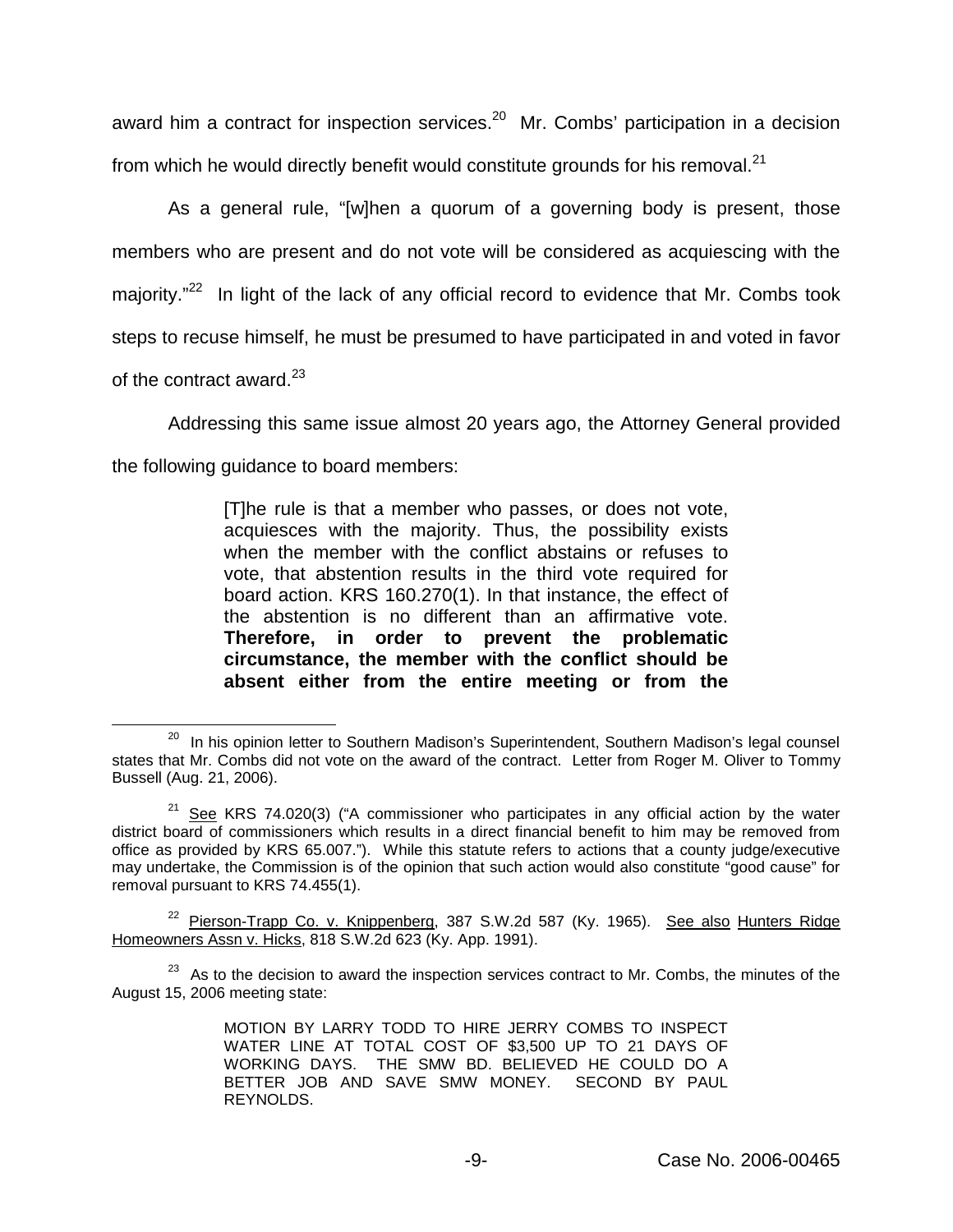award him a contract for inspection services.[20] Mr. Combs' participation in a decision from which he would directly benefit would constitute grounds for his removal.[21]

As a general rule, "[w]hen a quorum of a governing body is present, those members who are present and do not vote will be considered as acquiescing with the majority."[22] In light of the lack of any official record to evidence that Mr. Combs took steps to recuse himself, he must be presumed to have participated in and voted in favor of the contract award.[23]

Addressing this same issue almost 20 years ago, the Attorney General provided the following guidance to board members:

> [T]he rule is that a member who passes, or does not vote, acquiesces with the majority. Thus, the possibility exists when the member with the conflict abstains or refuses to vote, that abstention results in the third vote required for board action. KRS 160.270(1). In that instance, the effect of the abstention is no different than an affirmative vote. **Therefore, in order to prevent the problematic circumstance, the member with the conflict should be absent either from the entire meeting or from the**

---

[20] In his opinion letter to Southern Madison's Superintendent, Southern Madison's legal counsel states that Mr. Combs did not vote on the award of the contract. Letter from Roger M. Oliver to Tommy Bussell (Aug. 21, 2006).

[21] See KRS 74.020(3) ("A commissioner who participates in any official action by the water district board of commissioners which results in a direct financial benefit to him may be removed from office as provided by KRS 65.007."). While this statute refers to actions that a county judge/executive may undertake, the Commission is of the opinion that such action would also constitute "good cause" for removal pursuant to KRS 74.455(1).

[22] Pierson-Trapp Co. v. Knippenberg, 387 S.W.2d 587 (Ky. 1965). See also Hunters Ridge Homeowners Assn v. Hicks, 818 S.W.2d 623 (Ky. App. 1991).

[23] As to the decision to award the inspection services contract to Mr. Combs, the minutes of the August 15, 2006 meeting state:

> MOTION BY LARRY TODD TO HIRE JERRY COMBS TO INSPECT WATER LINE AT TOTAL COST OF $3,500 UP TO 21 DAYS OF WORKING DAYS. THE SMW BD. BELIEVED HE COULD DO A BETTER JOB AND SAVE SMW MONEY. SECOND BY PAUL REYNOLDS.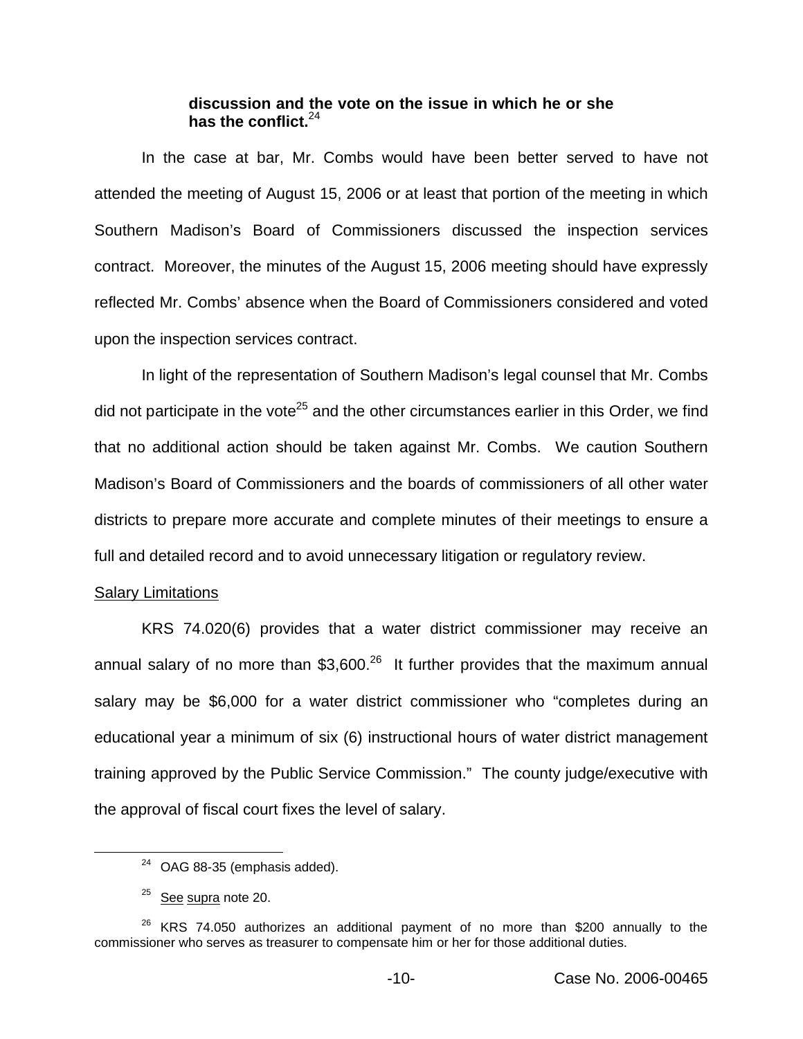**discussion and the vote on the issue in which he or she has the conflict.**[24]

In the case at bar, Mr. Combs would have been better served to have not attended the meeting of August 15, 2006 or at least that portion of the meeting in which Southern Madison's Board of Commissioners discussed the inspection services contract. Moreover, the minutes of the August 15, 2006 meeting should have expressly reflected Mr. Combs' absence when the Board of Commissioners considered and voted upon the inspection services contract.

In light of the representation of Southern Madison's legal counsel that Mr. Combs did not participate in the vote[25] and the other circumstances earlier in this Order, we find that no additional action should be taken against Mr. Combs. We caution Southern Madison's Board of Commissioners and the boards of commissioners of all other water districts to prepare more accurate and complete minutes of their meetings to ensure a full and detailed record and to avoid unnecessary litigation or regulatory review.

<u>Salary Limitations</u>

KRS 74.020(6) provides that a water district commissioner may receive an annual salary of no more than $3,600.[26] It further provides that the maximum annual salary may be $6,000 for a water district commissioner who "completes during an educational year a minimum of six (6) instructional hours of water district management training approved by the Public Service Commission." The county judge/executive with the approval of fiscal court fixes the level of salary.

---

[24] OAG 88-35 (emphasis added).

[25] <u>See</u> <u>supra</u> note 20.

[26] KRS 74.050 authorizes an additional payment of no more than $200 annually to the commissioner who serves as treasurer to compensate him or her for those additional duties.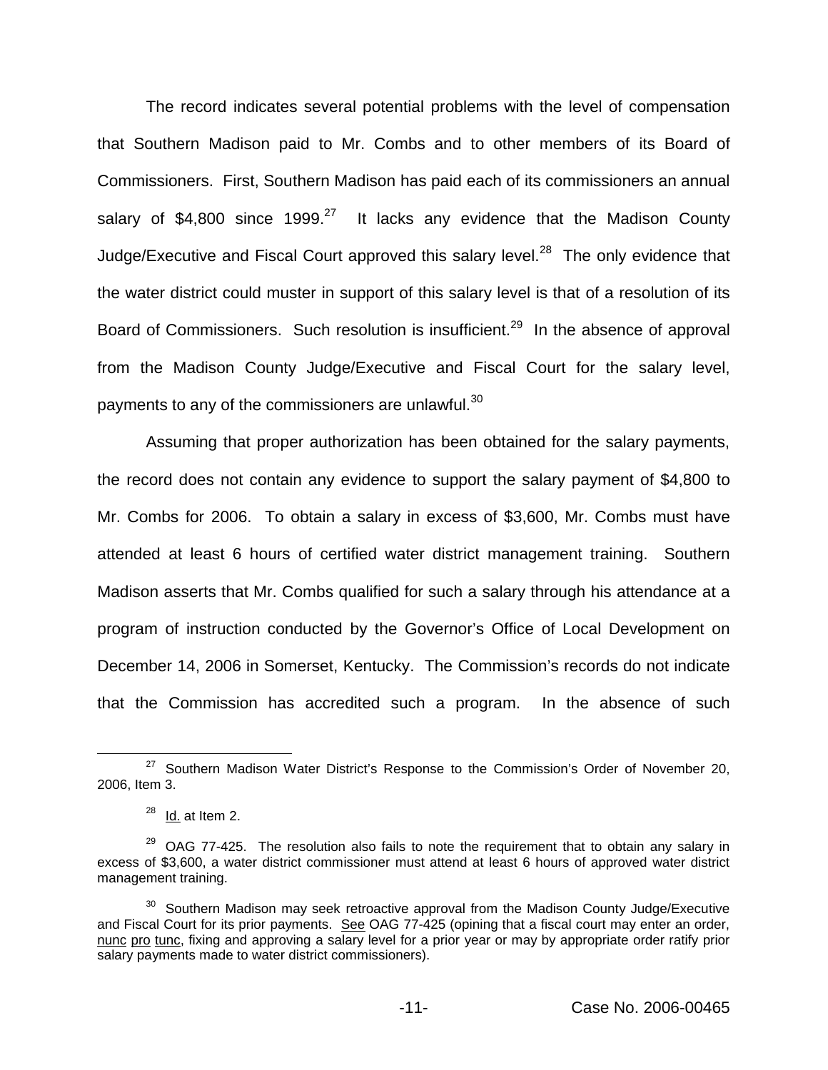The record indicates several potential problems with the level of compensation that Southern Madison paid to Mr. Combs and to other members of its Board of Commissioners. First, Southern Madison has paid each of its commissioners an annual salary of $4,800 since 1999.[27] It lacks any evidence that the Madison County Judge/Executive and Fiscal Court approved this salary level.[28] The only evidence that the water district could muster in support of this salary level is that of a resolution of its Board of Commissioners. Such resolution is insufficient.[29] In the absence of approval from the Madison County Judge/Executive and Fiscal Court for the salary level, payments to any of the commissioners are unlawful.[30]

Assuming that proper authorization has been obtained for the salary payments, the record does not contain any evidence to support the salary payment of $4,800 to Mr. Combs for 2006. To obtain a salary in excess of $3,600, Mr. Combs must have attended at least 6 hours of certified water district management training. Southern Madison asserts that Mr. Combs qualified for such a salary through his attendance at a program of instruction conducted by the Governor's Office of Local Development on December 14, 2006 in Somerset, Kentucky. The Commission's records do not indicate that the Commission has accredited such a program. In the absence of such

---

[27] Southern Madison Water District's Response to the Commission's Order of November 20, 2006, Item 3.

[28] Id. at Item 2.

[29] OAG 77-425. The resolution also fails to note the requirement that to obtain any salary in excess of $3,600, a water district commissioner must attend at least 6 hours of approved water district management training.

[30] Southern Madison may seek retroactive approval from the Madison County Judge/Executive and Fiscal Court for its prior payments. See OAG 77-425 (opining that a fiscal court may enter an order, nunc pro tunc, fixing and approving a salary level for a prior year or may by appropriate order ratify prior salary payments made to water district commissioners).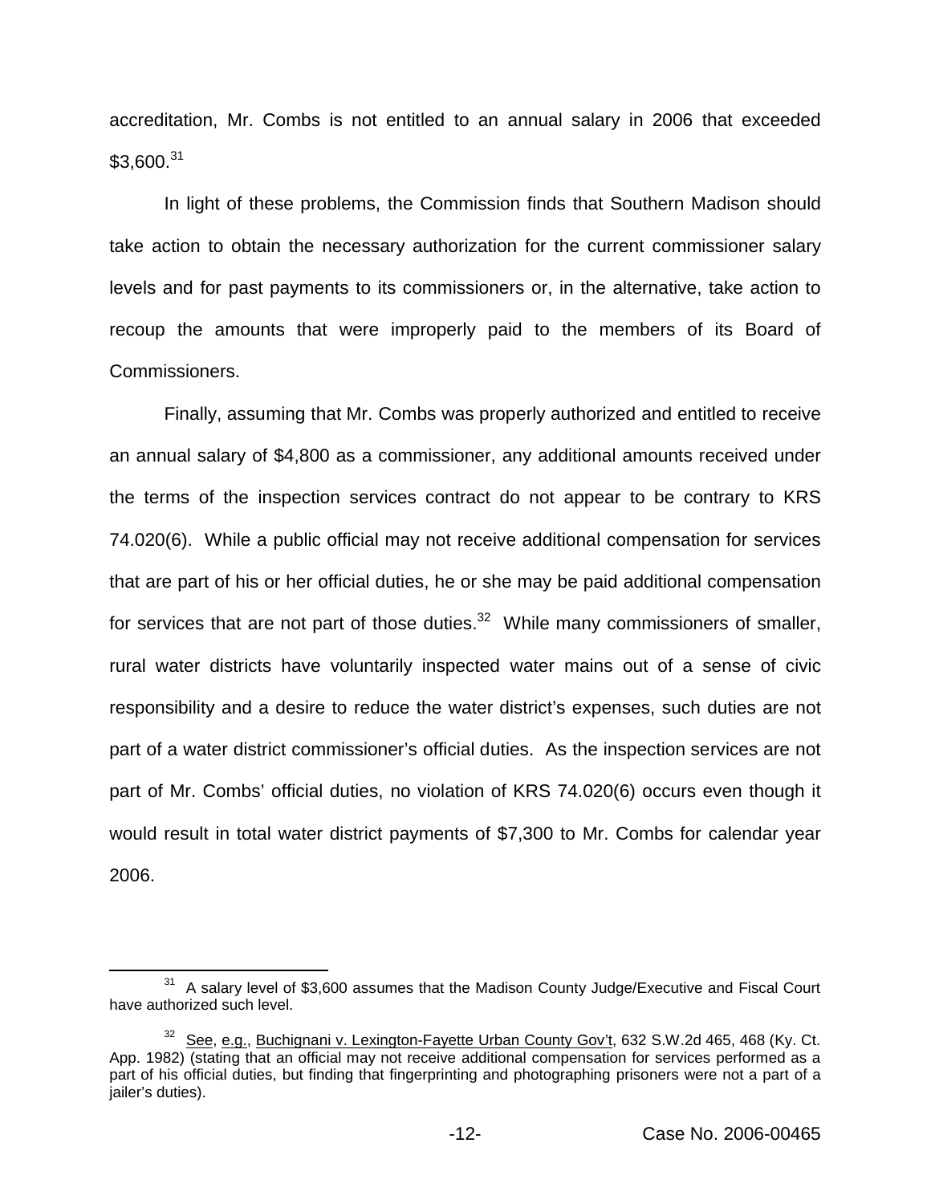accreditation, Mr. Combs is not entitled to an annual salary in 2006 that exceeded $3,600.[31]

In light of these problems, the Commission finds that Southern Madison should take action to obtain the necessary authorization for the current commissioner salary levels and for past payments to its commissioners or, in the alternative, take action to recoup the amounts that were improperly paid to the members of its Board of Commissioners.

Finally, assuming that Mr. Combs was properly authorized and entitled to receive an annual salary of $4,800 as a commissioner, any additional amounts received under the terms of the inspection services contract do not appear to be contrary to KRS 74.020(6). While a public official may not receive additional compensation for services that are part of his or her official duties, he or she may be paid additional compensation for services that are not part of those duties.[32] While many commissioners of smaller, rural water districts have voluntarily inspected water mains out of a sense of civic responsibility and a desire to reduce the water district's expenses, such duties are not part of a water district commissioner's official duties. As the inspection services are not part of Mr. Combs' official duties, no violation of KRS 74.020(6) occurs even though it would result in total water district payments of $7,300 to Mr. Combs for calendar year 2006.

---

[31] A salary level of $3,600 assumes that the Madison County Judge/Executive and Fiscal Court have authorized such level.

[32] See, e.g., Buchignani v. Lexington-Fayette Urban County Gov't, 632 S.W.2d 465, 468 (Ky. Ct. App. 1982) (stating that an official may not receive additional compensation for services performed as a part of his official duties, but finding that fingerprinting and photographing prisoners were not a part of a jailer's duties).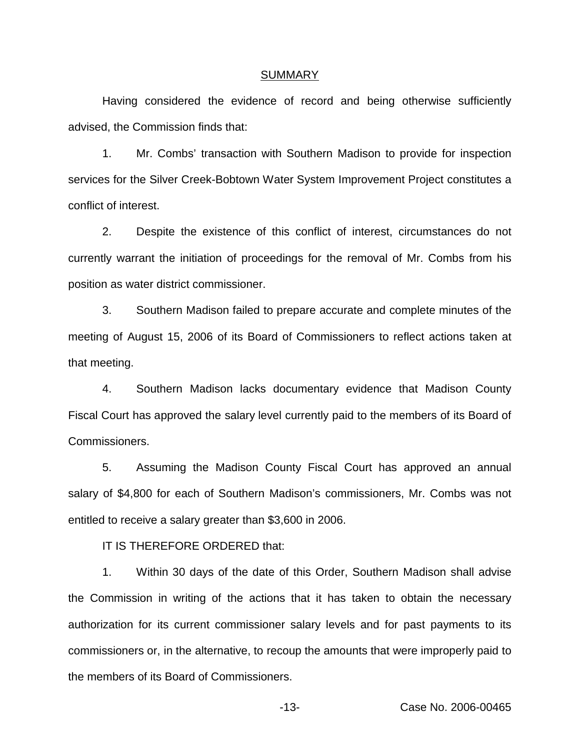## SUMMARY

Having considered the evidence of record and being otherwise sufficiently advised, the Commission finds that:

1. Mr. Combs' transaction with Southern Madison to provide for inspection services for the Silver Creek-Bobtown Water System Improvement Project constitutes a conflict of interest.

2. Despite the existence of this conflict of interest, circumstances do not currently warrant the initiation of proceedings for the removal of Mr. Combs from his position as water district commissioner.

3. Southern Madison failed to prepare accurate and complete minutes of the meeting of August 15, 2006 of its Board of Commissioners to reflect actions taken at that meeting.

4. Southern Madison lacks documentary evidence that Madison County Fiscal Court has approved the salary level currently paid to the members of its Board of Commissioners.

5. Assuming the Madison County Fiscal Court has approved an annual salary of $4,800 for each of Southern Madison's commissioners, Mr. Combs was not entitled to receive a salary greater than $3,600 in 2006.

IT IS THEREFORE ORDERED that:

1. Within 30 days of the date of this Order, Southern Madison shall advise the Commission in writing of the actions that it has taken to obtain the necessary authorization for its current commissioner salary levels and for past payments to its commissioners or, in the alternative, to recoup the amounts that were improperly paid to the members of its Board of Commissioners.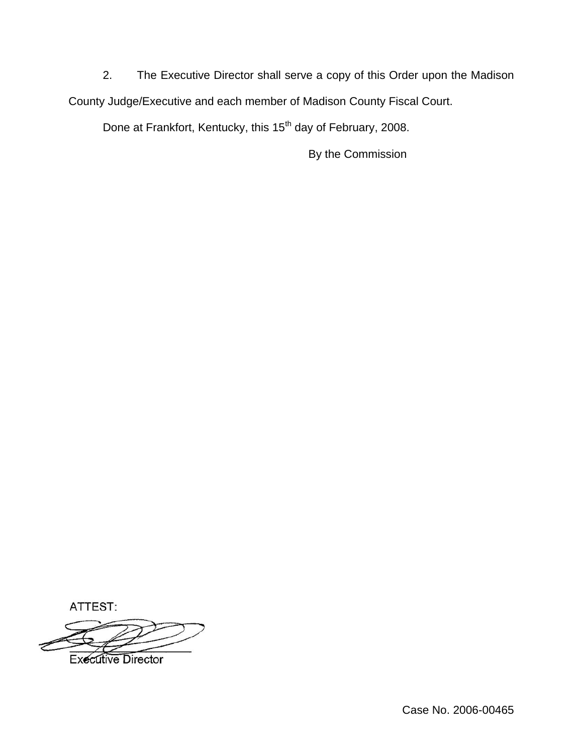2. The Executive Director shall serve a copy of this Order upon the Madison County Judge/Executive and each member of Madison County Fiscal Court.

Done at Frankfort, Kentucky, this 15th day of February, 2008.

By the Commission

ATTEST:

Executive Director

Case No. 2006-00465